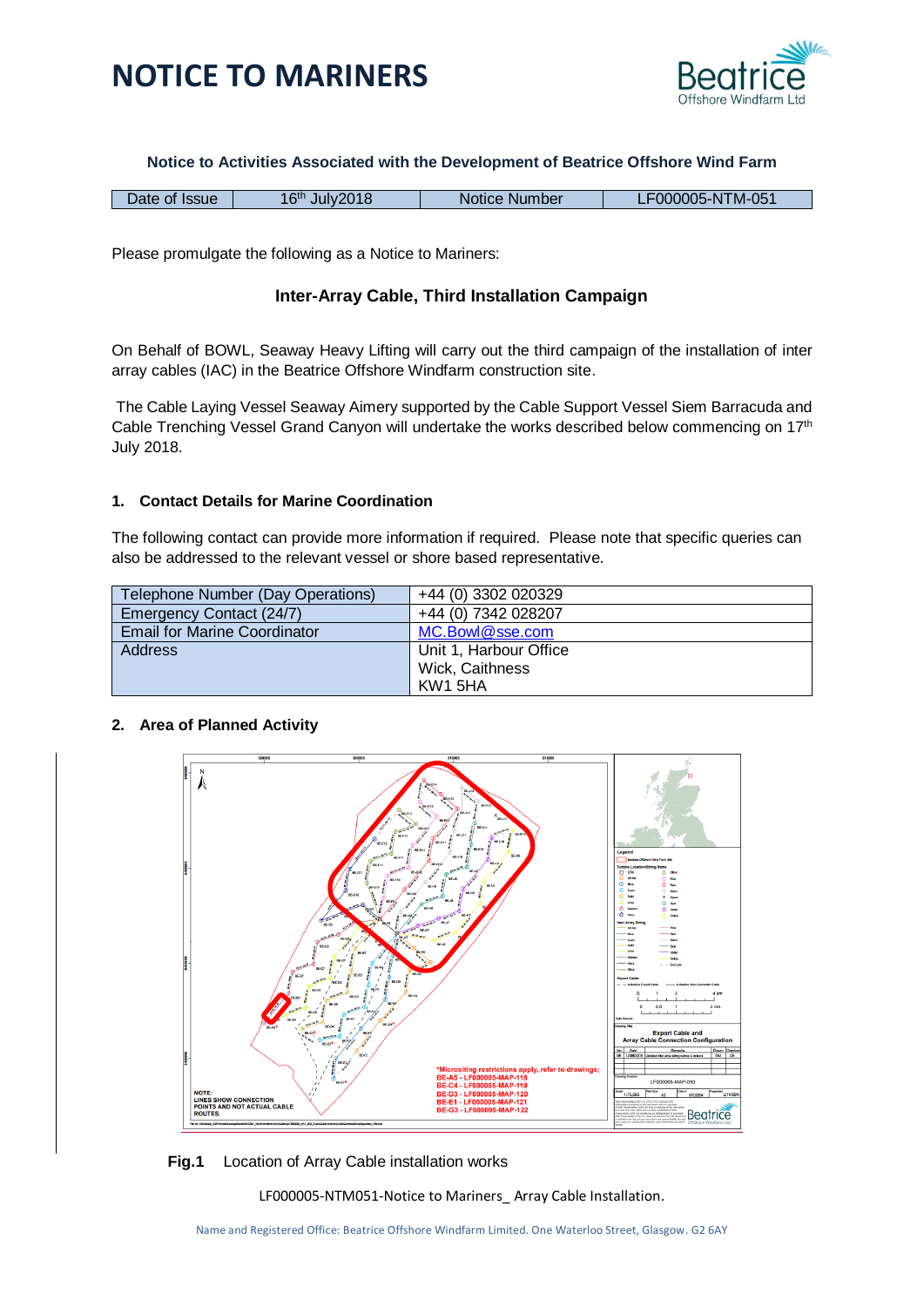# NOTICE TO MARINERS

**Notice to Activities Associated with the Development of Beatrice Offshore Wind Farm**

| Date of Issue | 16th July2018 | Notice Number | LF000005-NTM-051 |
|---|---|---|---|

Please promulgate the following as a Notice to Mariners:

**Inter-Array Cable, Third Installation Campaign**

On Behalf of BOWL, Seaway Heavy Lifting will carry out the third campaign of the installation of inter array cables (IAC) in the Beatrice Offshore Windfarm construction site.

The Cable Laying Vessel Seaway Aimery supported by the Cable Support Vessel Siem Barracuda and Cable Trenching Vessel Grand Canyon will undertake the works described below commencing on 17th July 2018.

## 1. Contact Details for Marine Coordination

The following contact can provide more information if required. Please note that specific queries can also be addressed to the relevant vessel or shore based representative.

| | |
|---|---|
| Telephone Number (Day Operations) | +44 (0) 3302 020329 |
| Emergency Contact (24/7) | +44 (0) 7342 028207 |
| Email for Marine Coordinator | MC.Bowl@sse.com |
| Address | Unit 1, Harbour Office<br>Wick, Caithness<br>KW1 5HA |

## 2. Area of Planned Activity

**Fig.1** Location of Array Cable installation works

LF000005-NTM051-Notice to Mariners_ Array Cable Installation.

Name and Registered Office: Beatrice Offshore Windfarm Limited. One Waterloo Street, Glasgow. G2 6AY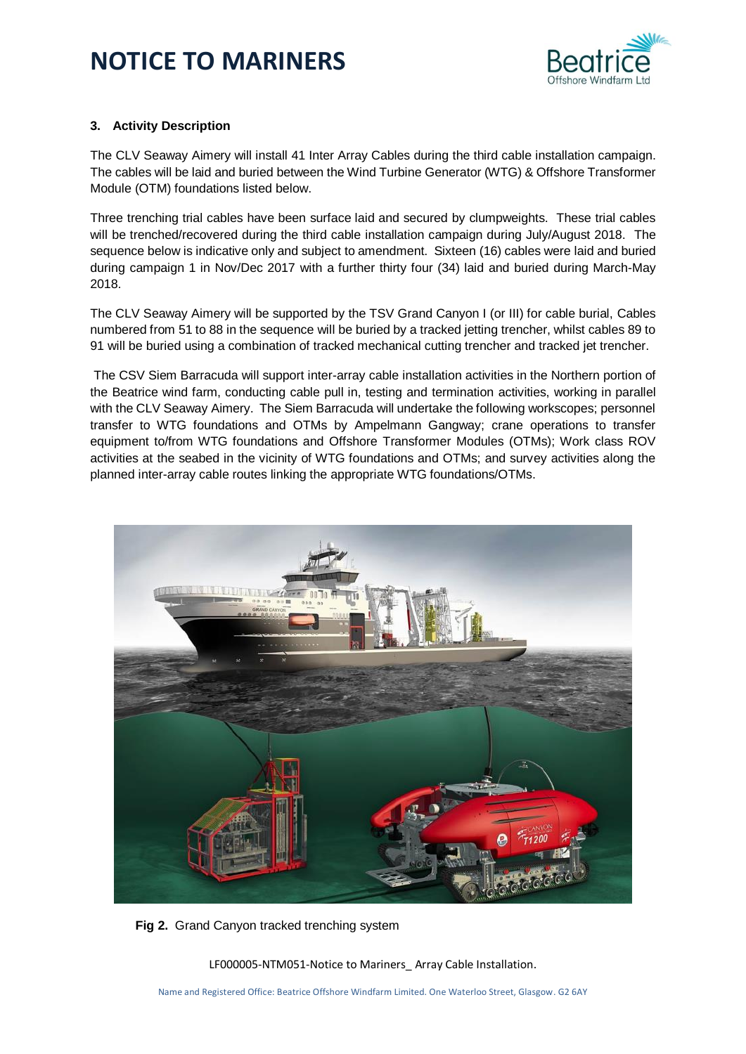### 3. Activity Description

The CLV Seaway Aimery will install 41 Inter Array Cables during the third cable installation campaign. The cables will be laid and buried between the Wind Turbine Generator (WTG) & Offshore Transformer Module (OTM) foundations listed below.

Three trenching trial cables have been surface laid and secured by clumpweights. These trial cables will be trenched/recovered during the third cable installation campaign during July/August 2018. The sequence below is indicative only and subject to amendment. Sixteen (16) cables were laid and buried during campaign 1 in Nov/Dec 2017 with a further thirty four (34) laid and buried during March-May 2018.

The CLV Seaway Aimery will be supported by the TSV Grand Canyon I (or III) for cable burial, Cables numbered from 51 to 88 in the sequence will be buried by a tracked jetting trencher, whilst cables 89 to 91 will be buried using a combination of tracked mechanical cutting trencher and tracked jet trencher.

The CSV Siem Barracuda will support inter-array cable installation activities in the Northern portion of the Beatrice wind farm, conducting cable pull in, testing and termination activities, working in parallel with the CLV Seaway Aimery. The Siem Barracuda will undertake the following workscopes; personnel transfer to WTG foundations and OTMs by Ampelmann Gangway; crane operations to transfer equipment to/from WTG foundations and Offshore Transformer Modules (OTMs); Work class ROV activities at the seabed in the vicinity of WTG foundations and OTMs; and survey activities along the planned inter-array cable routes linking the appropriate WTG foundations/OTMs.

**Fig 2.** Grand Canyon tracked trenching system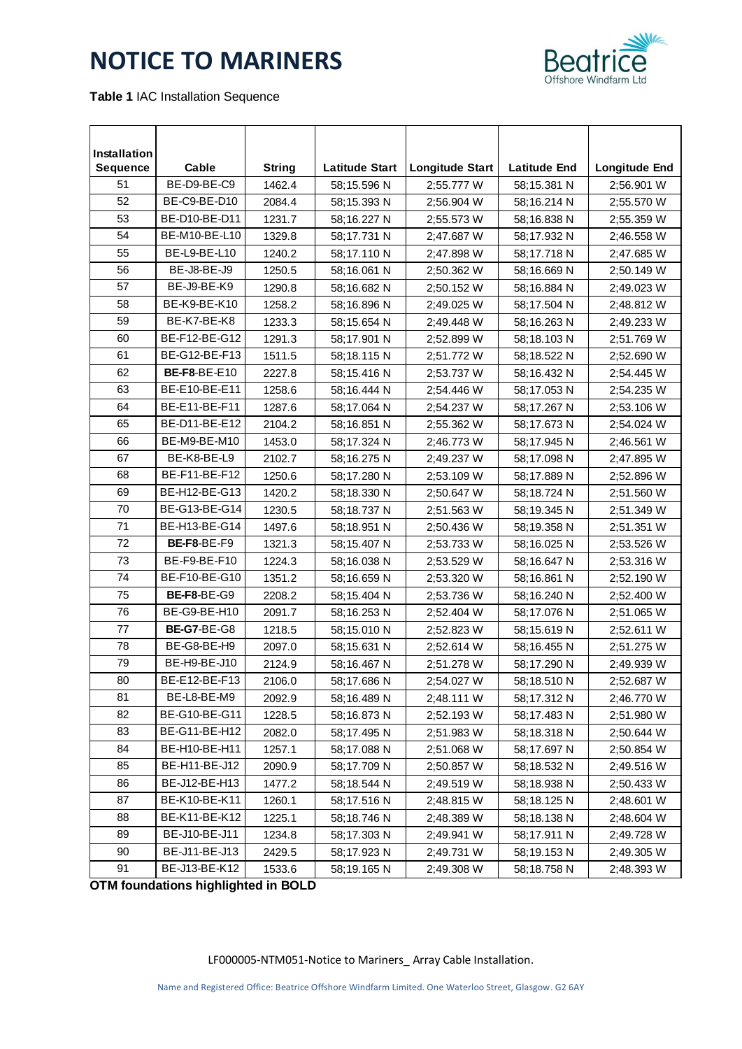# NOTICE TO MARINERS

**Table 1** IAC Installation Sequence

| Installation Sequence | Cable | String | Latitude Start | Longitude Start | Latitude End | Longitude End |
|---|---|---|---|---|---|---|
| 51 | BE-D9-BE-C9 | 1462.4 | 58;15.596 N | 2;55.777 W | 58;15.381 N | 2;56.901 W |
| 52 | BE-C9-BE-D10 | 2084.4 | 58;15.393 N | 2;56.904 W | 58;16.214 N | 2;55.570 W |
| 53 | BE-D10-BE-D11 | 1231.7 | 58;16.227 N | 2;55.573 W | 58;16.838 N | 2;55.359 W |
| 54 | BE-M10-BE-L10 | 1329.8 | 58;17.731 N | 2;47.687 W | 58;17.932 N | 2;46.558 W |
| 55 | BE-L9-BE-L10 | 1240.2 | 58;17.110 N | 2;47.898 W | 58;17.718 N | 2;47.685 W |
| 56 | BE-J8-BE-J9 | 1250.5 | 58;16.061 N | 2;50.362 W | 58;16.669 N | 2;50.149 W |
| 57 | BE-J9-BE-K9 | 1290.8 | 58;16.682 N | 2;50.152 W | 58;16.884 N | 2;49.023 W |
| 58 | BE-K9-BE-K10 | 1258.2 | 58;16.896 N | 2;49.025 W | 58;17.504 N | 2;48.812 W |
| 59 | BE-K7-BE-K8 | 1233.3 | 58;15.654 N | 2;49.448 W | 58;16.263 N | 2;49.233 W |
| 60 | BE-F12-BE-G12 | 1291.3 | 58;17.901 N | 2;52.899 W | 58;18.103 N | 2;51.769 W |
| 61 | BE-G12-BE-F13 | 1511.5 | 58;18.115 N | 2;51.772 W | 58;18.522 N | 2;52.690 W |
| 62 | **BE-F8**-BE-E10 | 2227.8 | 58;15.416 N | 2;53.737 W | 58;16.432 N | 2;54.445 W |
| 63 | BE-E10-BE-E11 | 1258.6 | 58;16.444 N | 2;54.446 W | 58;17.053 N | 2;54.235 W |
| 64 | BE-E11-BE-F11 | 1287.6 | 58;17.064 N | 2;54.237 W | 58;17.267 N | 2;53.106 W |
| 65 | BE-D11-BE-E12 | 2104.2 | 58;16.851 N | 2;55.362 W | 58;17.673 N | 2;54.024 W |
| 66 | BE-M9-BE-M10 | 1453.0 | 58;17.324 N | 2;46.773 W | 58;17.945 N | 2;46.561 W |
| 67 | BE-K8-BE-L9 | 2102.7 | 58;16.275 N | 2;49.237 W | 58;17.098 N | 2;47.895 W |
| 68 | BE-F11-BE-F12 | 1250.6 | 58;17.280 N | 2;53.109 W | 58;17.889 N | 2;52.896 W |
| 69 | BE-H12-BE-G13 | 1420.2 | 58;18.330 N | 2;50.647 W | 58;18.724 N | 2;51.560 W |
| 70 | BE-G13-BE-G14 | 1230.5 | 58;18.737 N | 2;51.563 W | 58;19.345 N | 2;51.349 W |
| 71 | BE-H13-BE-G14 | 1497.6 | 58;18.951 N | 2;50.436 W | 58;19.358 N | 2;51.351 W |
| 72 | **BE-F8**-BE-F9 | 1321.3 | 58;15.407 N | 2;53.733 W | 58;16.025 N | 2;53.526 W |
| 73 | BE-F9-BE-F10 | 1224.3 | 58;16.038 N | 2;53.529 W | 58;16.647 N | 2;53.316 W |
| 74 | BE-F10-BE-G10 | 1351.2 | 58;16.659 N | 2;53.320 W | 58;16.861 N | 2;52.190 W |
| 75 | **BE-F8**-BE-G9 | 2208.2 | 58;15.404 N | 2;53.736 W | 58;16.240 N | 2;52.400 W |
| 76 | BE-G9-BE-H10 | 2091.7 | 58;16.253 N | 2;52.404 W | 58;17.076 N | 2;51.065 W |
| 77 | **BE-G7**-BE-G8 | 1218.5 | 58;15.010 N | 2;52.823 W | 58;15.619 N | 2;52.611 W |
| 78 | BE-G8-BE-H9 | 2097.0 | 58;15.631 N | 2;52.614 W | 58;16.455 N | 2;51.275 W |
| 79 | BE-H9-BE-J10 | 2124.9 | 58;16.467 N | 2;51.278 W | 58;17.290 N | 2;49.939 W |
| 80 | BE-E12-BE-F13 | 2106.0 | 58;17.686 N | 2;54.027 W | 58;18.510 N | 2;52.687 W |
| 81 | BE-L8-BE-M9 | 2092.9 | 58;16.489 N | 2;48.111 W | 58;17.312 N | 2;46.770 W |
| 82 | BE-G10-BE-G11 | 1228.5 | 58;16.873 N | 2;52.193 W | 58;17.483 N | 2;51.980 W |
| 83 | BE-G11-BE-H12 | 2082.0 | 58;17.495 N | 2;51.983 W | 58;18.318 N | 2;50.644 W |
| 84 | BE-H10-BE-H11 | 1257.1 | 58;17.088 N | 2;51.068 W | 58;17.697 N | 2;50.854 W |
| 85 | BE-H11-BE-J12 | 2090.9 | 58;17.709 N | 2;50.857 W | 58;18.532 N | 2;49.516 W |
| 86 | BE-J12-BE-H13 | 1477.2 | 58;18.544 N | 2;49.519 W | 58;18.938 N | 2;50.433 W |
| 87 | BE-K10-BE-K11 | 1260.1 | 58;17.516 N | 2;48.815 W | 58;18.125 N | 2;48.601 W |
| 88 | BE-K11-BE-K12 | 1225.1 | 58;18.746 N | 2;48.389 W | 58;18.138 N | 2;48.604 W |
| 89 | BE-J10-BE-J11 | 1234.8 | 58;17.303 N | 2;49.941 W | 58;17.911 N | 2;49.728 W |
| 90 | BE-J11-BE-J13 | 2429.5 | 58;17.923 N | 2;49.731 W | 58;19.153 N | 2;49.305 W |
| 91 | BE-J13-BE-K12 | 1533.6 | 58;19.165 N | 2;49.308 W | 58;18.758 N | 2;48.393 W |

**OTM foundations highlighted in BOLD**

LF000005-NTM051-Notice to Mariners_ Array Cable Installation.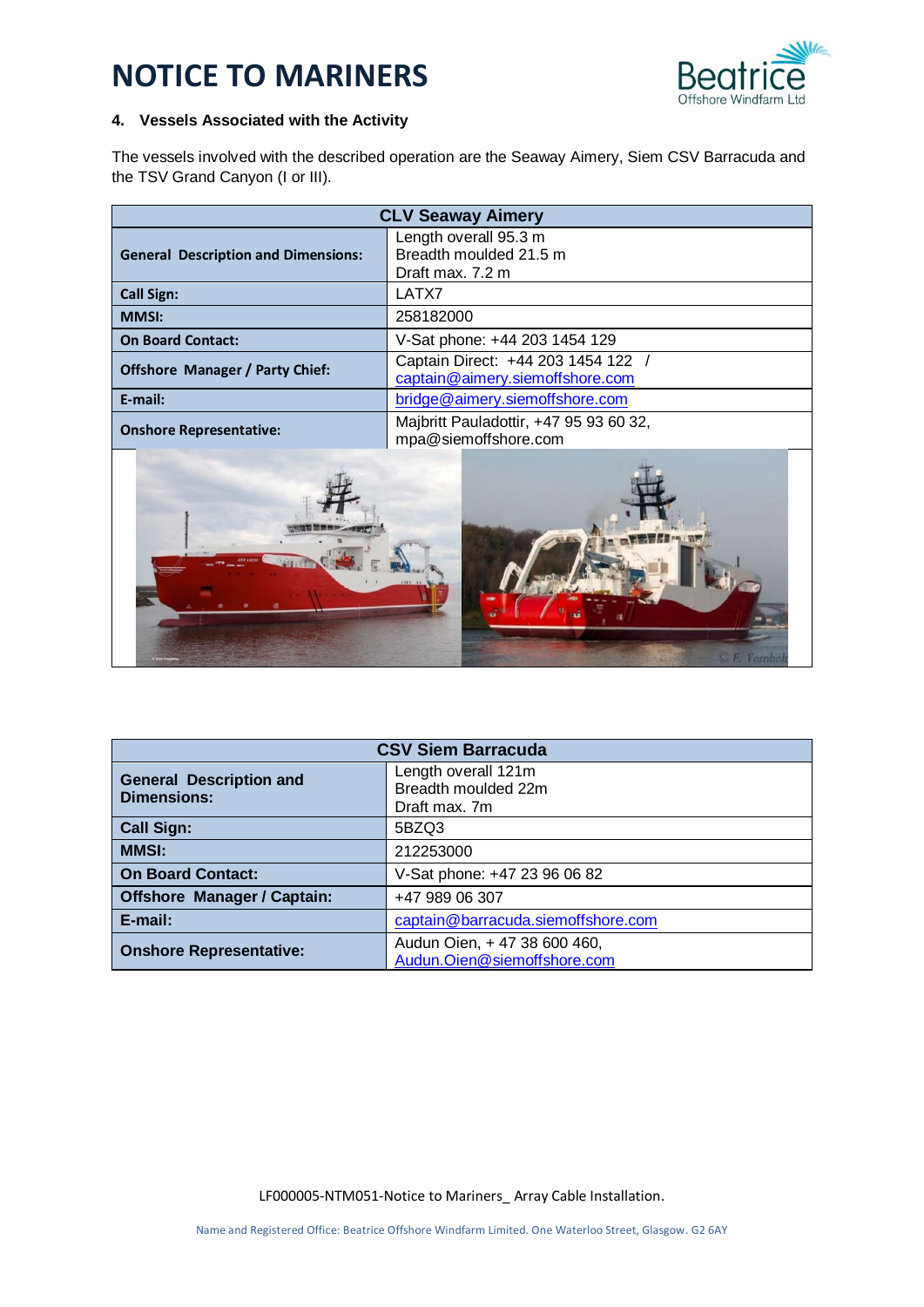# NOTICE TO MARINERS

### 4. Vessels Associated with the Activity

The vessels involved with the described operation are the Seaway Aimery, Siem CSV Barracuda and the TSV Grand Canyon (I or III).

| CLV Seaway Aimery | |
|---|---|
| **General Description and Dimensions:** | Length overall 95.3 m<br>Breadth moulded 21.5 m<br>Draft max. 7.2 m |
| **Call Sign:** | LATX7 |
| **MMSI:** | 258182000 |
| **On Board Contact:** | V-Sat phone: +44 203 1454 129 |
| **Offshore Manager / Party Chief:** | Captain Direct: +44 203 1454 122 / captain@aimery.siemoffshore.com |
| **E-mail:** | bridge@aimery.siemoffshore.com |
| **Onshore Representative:** | Majbritt Pauladottir, +47 95 93 60 32, mpa@siemoffshore.com |

| CSV Siem Barracuda | |
|---|---|
| **General Description and Dimensions:** | Length overall 121m<br>Breadth moulded 22m<br>Draft max. 7m |
| **Call Sign:** | 5BZQ3 |
| **MMSI:** | 212253000 |
| **On Board Contact:** | V-Sat phone: +47 23 96 06 82 |
| **Offshore Manager / Captain:** | +47 989 06 307 |
| **E-mail:** | captain@barracuda.siemoffshore.com |
| **Onshore Representative:** | Audun Oien, + 47 38 600 460, Audun.Oien@siemoffshore.com |

LF000005-NTM051-Notice to Mariners_ Array Cable Installation.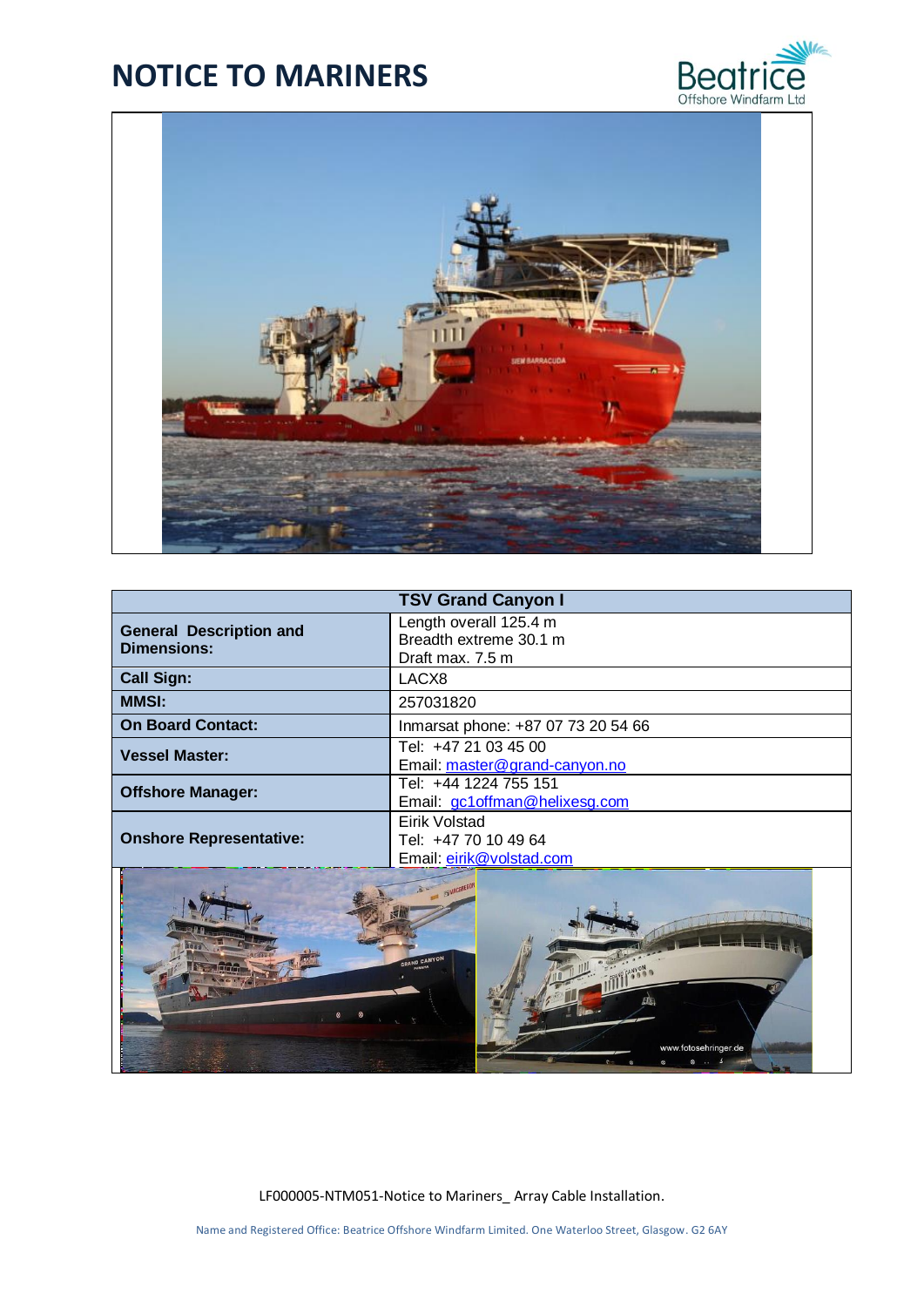# NOTICE TO MARINERS

| TSV Grand Canyon I | |
|---|---|
| **General Description and Dimensions:** | Length overall 125.4 m<br>Breadth extreme 30.1 m<br>Draft max. 7.5 m |
| **Call Sign:** | LACX8 |
| **MMSI:** | 257031820 |
| **On Board Contact:** | Inmarsat phone: +87 07 73 20 54 66 |
| **Vessel Master:** | Tel: +47 21 03 45 00<br>Email: master@grand-canyon.no |
| **Offshore Manager:** | Tel: +44 1224 755 151<br>Email: gc1offman@helixesg.com |
| **Onshore Representative:** | Eirik Volstad<br>Tel: +47 70 10 49 64<br>Email: eirik@volstad.com |

LF000005-NTM051-Notice to Mariners_ Array Cable Installation.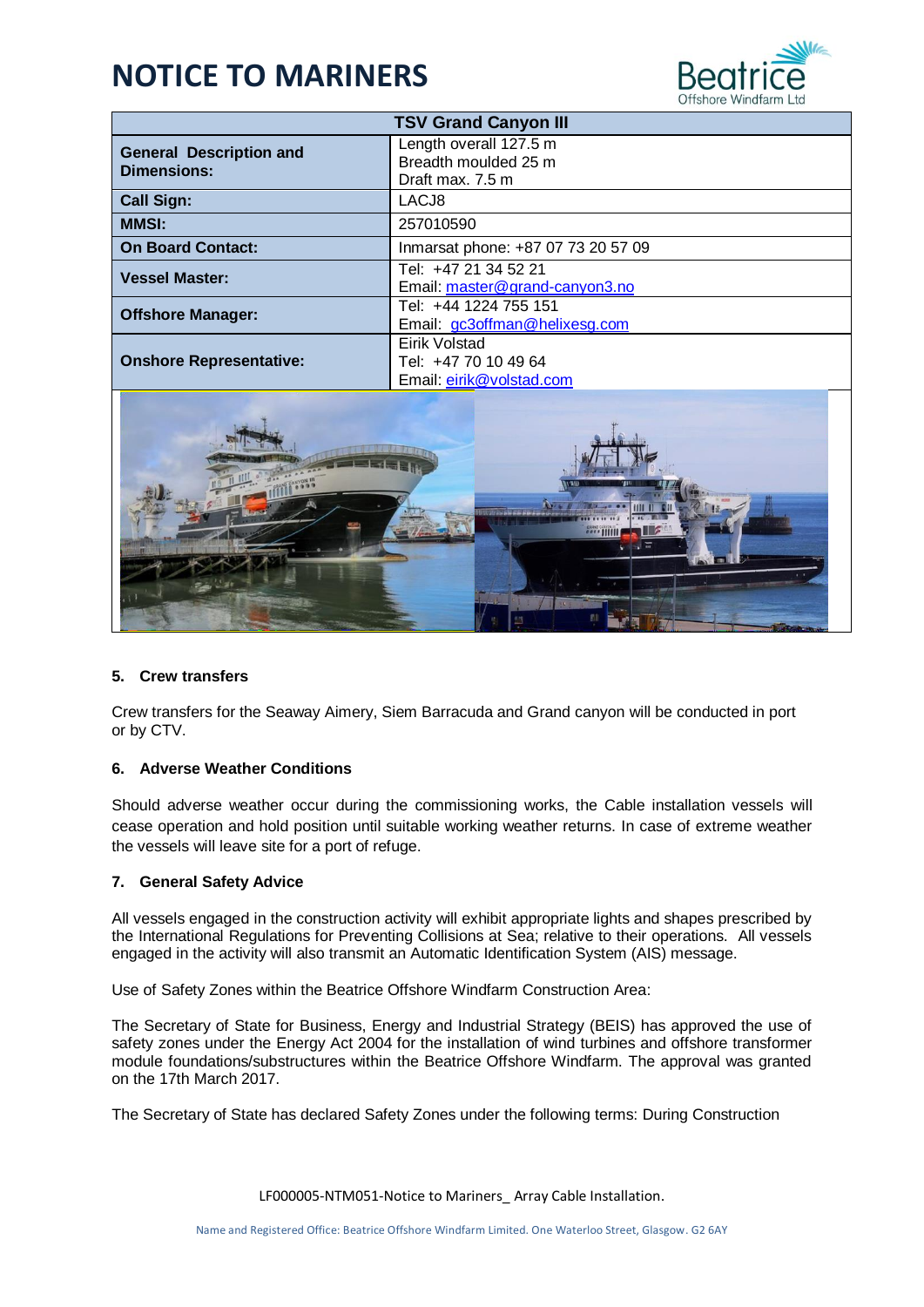# NOTICE TO MARINERS

| TSV Grand Canyon III | |
|---|---|
| **General Description and Dimensions:** | Length overall 127.5 m<br>Breadth moulded 25 m<br>Draft max. 7.5 m |
| **Call Sign:** | LACJ8 |
| **MMSI:** | 257010590 |
| **On Board Contact:** | Inmarsat phone: +87 07 73 20 57 09 |
| **Vessel Master:** | Tel: +47 21 34 52 21<br>Email: master@grand-canyon3.no |
| **Offshore Manager:** | Tel: +44 1224 755 151<br>Email: gc3offman@helixesg.com |
| **Onshore Representative:** | Eirik Volstad<br>Tel: +47 70 10 49 64<br>Email: eirik@volstad.com |

### 5. Crew transfers

Crew transfers for the Seaway Aimery, Siem Barracuda and Grand canyon will be conducted in port or by CTV.

### 6. Adverse Weather Conditions

Should adverse weather occur during the commissioning works, the Cable installation vessels will cease operation and hold position until suitable working weather returns. In case of extreme weather the vessels will leave site for a port of refuge.

### 7. General Safety Advice

All vessels engaged in the construction activity will exhibit appropriate lights and shapes prescribed by the International Regulations for Preventing Collisions at Sea; relative to their operations. All vessels engaged in the activity will also transmit an Automatic Identification System (AIS) message.

Use of Safety Zones within the Beatrice Offshore Windfarm Construction Area:

The Secretary of State for Business, Energy and Industrial Strategy (BEIS) has approved the use of safety zones under the Energy Act 2004 for the installation of wind turbines and offshore transformer module foundations/substructures within the Beatrice Offshore Windfarm. The approval was granted on the 17th March 2017.

The Secretary of State has declared Safety Zones under the following terms: During Construction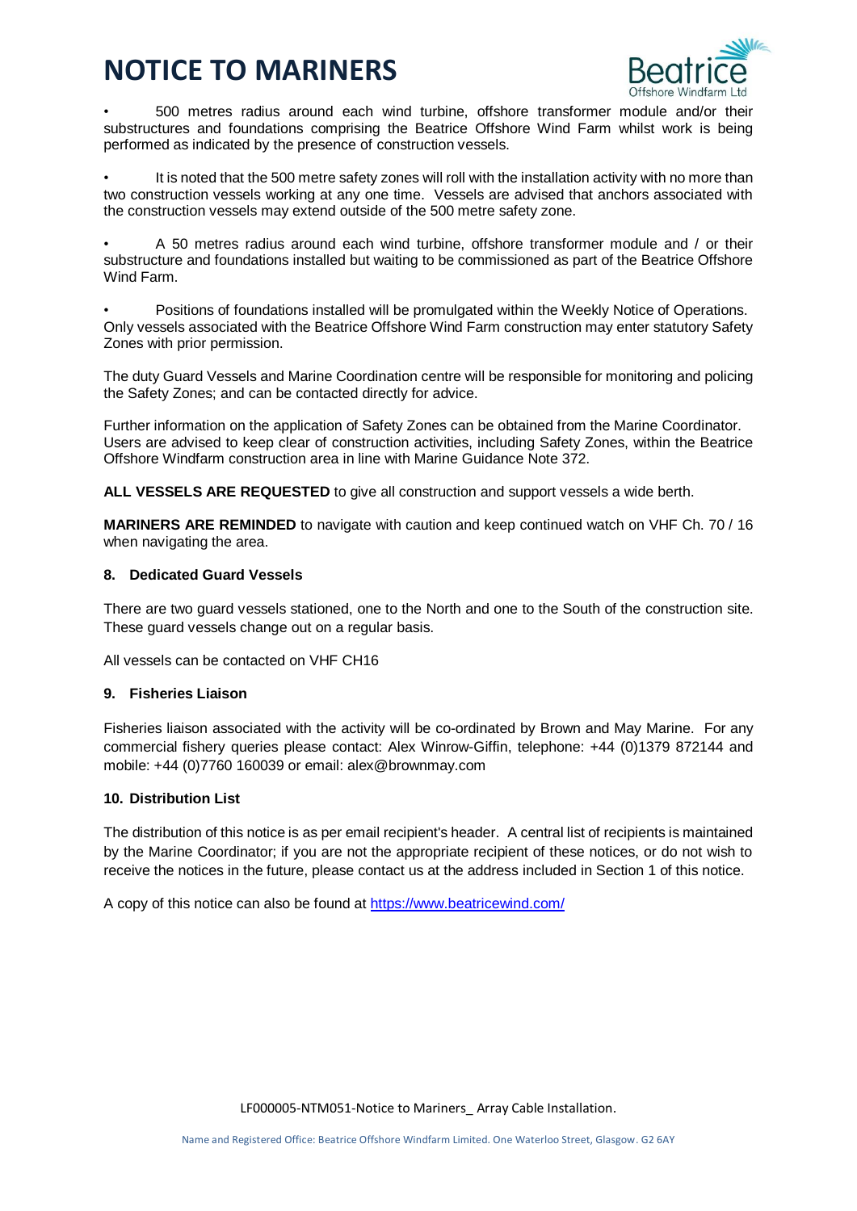- 500 metres radius around each wind turbine, offshore transformer module and/or their substructures and foundations comprising the Beatrice Offshore Wind Farm whilst work is being performed as indicated by the presence of construction vessels.

- It is noted that the 500 metre safety zones will roll with the installation activity with no more than two construction vessels working at any one time. Vessels are advised that anchors associated with the construction vessels may extend outside of the 500 metre safety zone.

- A 50 metres radius around each wind turbine, offshore transformer module and / or their substructure and foundations installed but waiting to be commissioned as part of the Beatrice Offshore Wind Farm.

- Positions of foundations installed will be promulgated within the Weekly Notice of Operations. Only vessels associated with the Beatrice Offshore Wind Farm construction may enter statutory Safety Zones with prior permission.

The duty Guard Vessels and Marine Coordination centre will be responsible for monitoring and policing the Safety Zones; and can be contacted directly for advice.

Further information on the application of Safety Zones can be obtained from the Marine Coordinator. Users are advised to keep clear of construction activities, including Safety Zones, within the Beatrice Offshore Windfarm construction area in line with Marine Guidance Note 372.

**ALL VESSELS ARE REQUESTED** to give all construction and support vessels a wide berth.

**MARINERS ARE REMINDED** to navigate with caution and keep continued watch on VHF Ch. 70 / 16 when navigating the area.

### 8. Dedicated Guard Vessels

There are two guard vessels stationed, one to the North and one to the South of the construction site. These guard vessels change out on a regular basis.

All vessels can be contacted on VHF CH16

### 9. Fisheries Liaison

Fisheries liaison associated with the activity will be co-ordinated by Brown and May Marine. For any commercial fishery queries please contact: Alex Winrow-Giffin, telephone: +44 (0)1379 872144 and mobile: +44 (0)7760 160039 or email: alex@brownmay.com

### 10. Distribution List

The distribution of this notice is as per email recipient's header. A central list of recipients is maintained by the Marine Coordinator; if you are not the appropriate recipient of these notices, or do not wish to receive the notices in the future, please contact us at the address included in Section 1 of this notice.

A copy of this notice can also be found at [https://www.beatricewind.com/](https://www.beatricewind.com/)